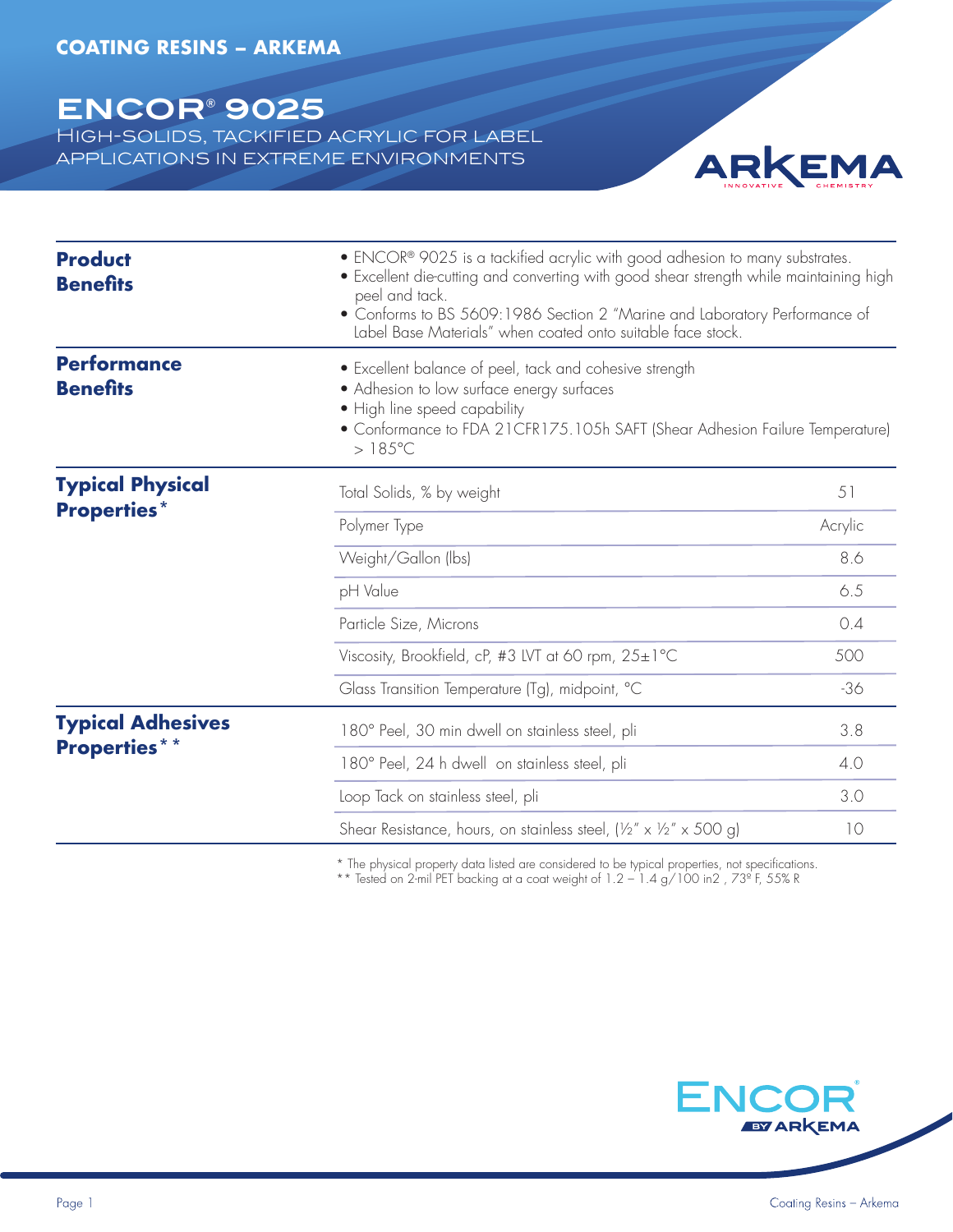COATING RESINS – ARKEMA

# ENCOR® 9025

## High-solids, tackified acrylic for label applications in extreme environments

### Product Benefits

- ENCOR® 9025 is a tackified acrylic with good adhesion to many substrates.
- Excellent die-cutting and converting with good shear strength while maintaining high peel and tack.
- Conforms to BS 5609:1986 Section 2 "Marine and Laboratory Performance of Label Base Materials" when coated onto suitable face stock.

### Performance Benefits

- Excellent balance of peel, tack and cohesive strength
- Adhesion to low surface energy surfaces
- High line speed capability
- Conformance to FDA 21CFR175.105h SAFT (Shear Adhesion Failure Temperature) > 185°C

### Typical Physical Properties*

| Property | Value |
|---|---|
| Total Solids, % by weight | 51 |
| Polymer Type | Acrylic |
| Weight/Gallon (lbs) | 8.6 |
| pH Value | 6.5 |
| Particle Size, Microns | 0.4 |
| Viscosity, Brookfield, cP, #3 LVT at 60 rpm, 25±1°C | 500 |
| Glass Transition Temperature (Tg), midpoint, °C | -36 |

### Typical Adhesives Properties**

| Property | Value |
|---|---|
| 180° Peel, 30 min dwell on stainless steel, pli | 3.8 |
| 180° Peel, 24 h dwell on stainless steel, pli | 4.0 |
| Loop Tack on stainless steel, pli | 3.0 |
| Shear Resistance, hours, on stainless steel, (½" x ½" x 500 g) | 10 |

\* The physical property data listed are considered to be typical properties, not specifications.
\*\* Tested on 2-mil PET backing at a coat weight of 1.2 – 1.4 g/100 in2 , 73º F, 55% R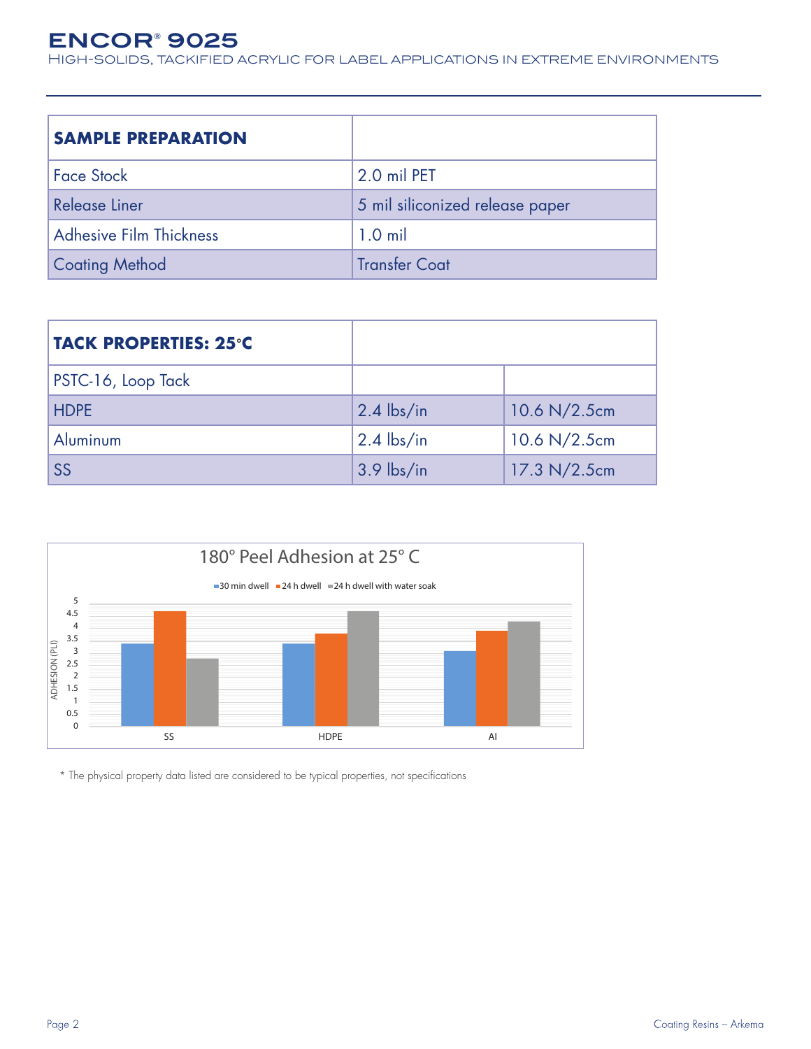# ENCOR® 9025

High-solids, tackified acrylic for label applications in extreme environments

| SAMPLE PREPARATION | |
|---|---|
| Face Stock | 2.0 mil PET |
| Release Liner | 5 mil siliconized release paper |
| Adhesive Film Thickness | 1.0 mil |
| Coating Method | Transfer Coat |

| TACK PROPERTIES: 25°C | | |
|---|---|---|
| PSTC-16, Loop Tack | | |
| HDPE | 2.4 lbs/in | 10.6 N/2.5cm |
| Aluminum | 2.4 lbs/in | 10.6 N/2.5cm |
| SS | 3.9 lbs/in | 17.3 N/2.5cm |

180° Peel Adhesion at 25° C

| ADHESION (PLI) | 30 min dwell | 24 h dwell | 24 h dwell with water soak |
|---|---|---|---|
| SS | 3.3 | 4.6 | 2.7 |
| HDPE | 3.3 | 3.7 | 4.6 |
| Al | 3.0 | 3.8 | 4.2 |

\* The physical property data listed are considered to be typical properties, not specifications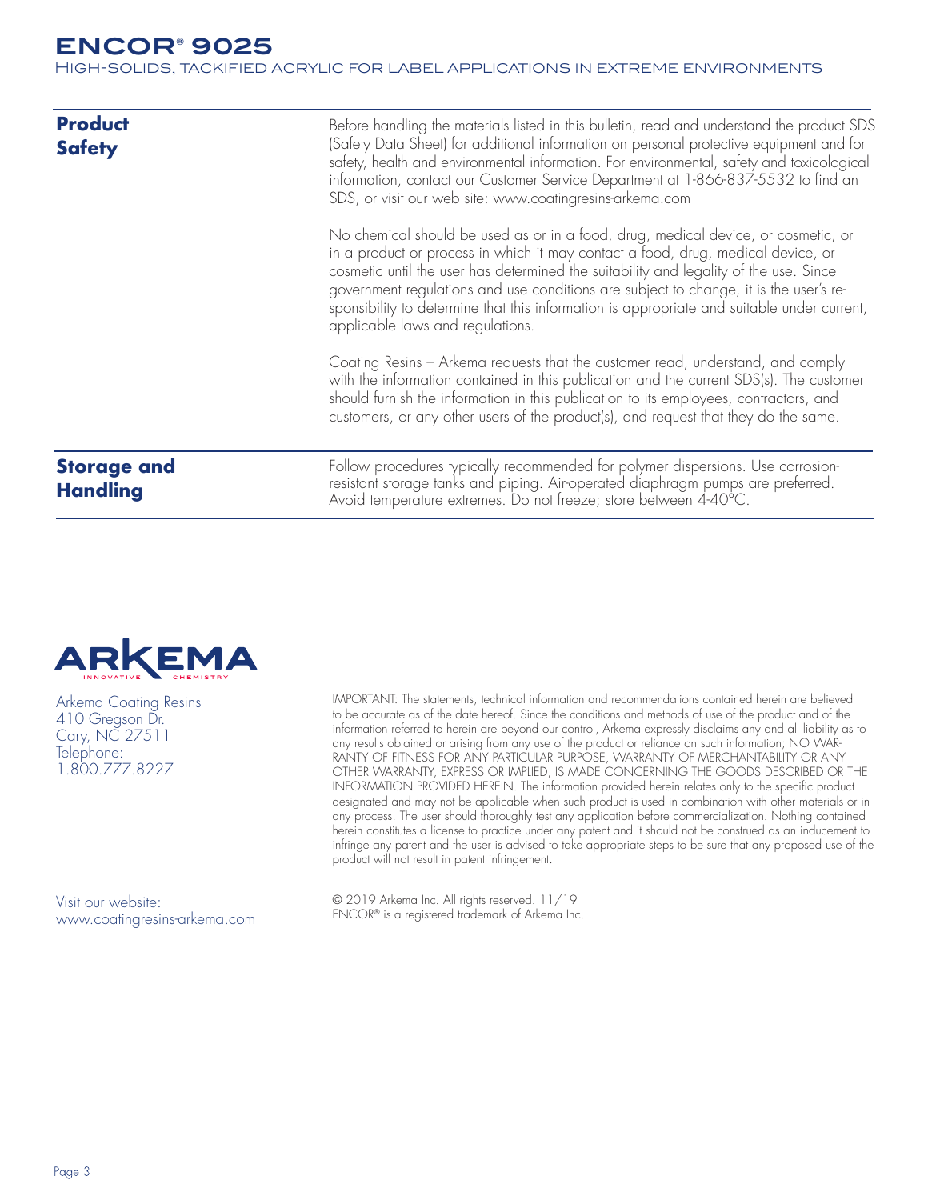## Product Safety

Before handling the materials listed in this bulletin, read and understand the product SDS (Safety Data Sheet) for additional information on personal protective equipment and for safety, health and environmental information. For environmental, safety and toxicological information, contact our Customer Service Department at 1-866-837-5532 to find an SDS, or visit our web site: www.coatingresins-arkema.com

No chemical should be used as or in a food, drug, medical device, or cosmetic, or in a product or process in which it may contact a food, drug, medical device, or cosmetic until the user has determined the suitability and legality of the use. Since government regulations and use conditions are subject to change, it is the user's responsibility to determine that this information is appropriate and suitable under current, applicable laws and regulations.

Coating Resins – Arkema requests that the customer read, understand, and comply with the information contained in this publication and the current SDS(s). The customer should furnish the information in this publication to its employees, contractors, and customers, or any other users of the product(s), and request that they do the same.

## Storage and Handling

Follow procedures typically recommended for polymer dispersions. Use corrosion-resistant storage tanks and piping. Air-operated diaphragm pumps are preferred. Avoid temperature extremes. Do not freeze; store between 4-40°C.

ARKEMA
INNOVATIVE CHEMISTRY

Arkema Coating Resins
410 Gregson Dr.
Cary, NC 27511
Telephone:
1.800.777.8227

IMPORTANT: The statements, technical information and recommendations contained herein are believed to be accurate as of the date hereof. Since the conditions and methods of use of the product and of the information referred to herein are beyond our control, Arkema expressly disclaims any and all liability as to any results obtained or arising from any use of the product or reliance on such information; NO WARRANTY OF FITNESS FOR ANY PARTICULAR PURPOSE, WARRANTY OF MERCHANTABILITY OR ANY OTHER WARRANTY, EXPRESS OR IMPLIED, IS MADE CONCERNING THE GOODS DESCRIBED OR THE INFORMATION PROVIDED HEREIN. The information provided herein relates only to the specific product designated and may not be applicable when such product is used in combination with other materials or in any process. The user should thoroughly test any application before commercialization. Nothing contained herein constitutes a license to practice under any patent and it should not be construed as an inducement to infringe any patent and the user is advised to take appropriate steps to be sure that any proposed use of the product will not result in patent infringement.

Visit our website:
www.coatingresins-arkema.com

© 2019 Arkema Inc. All rights reserved. 11/19
ENCOR® is a registered trademark of Arkema Inc.